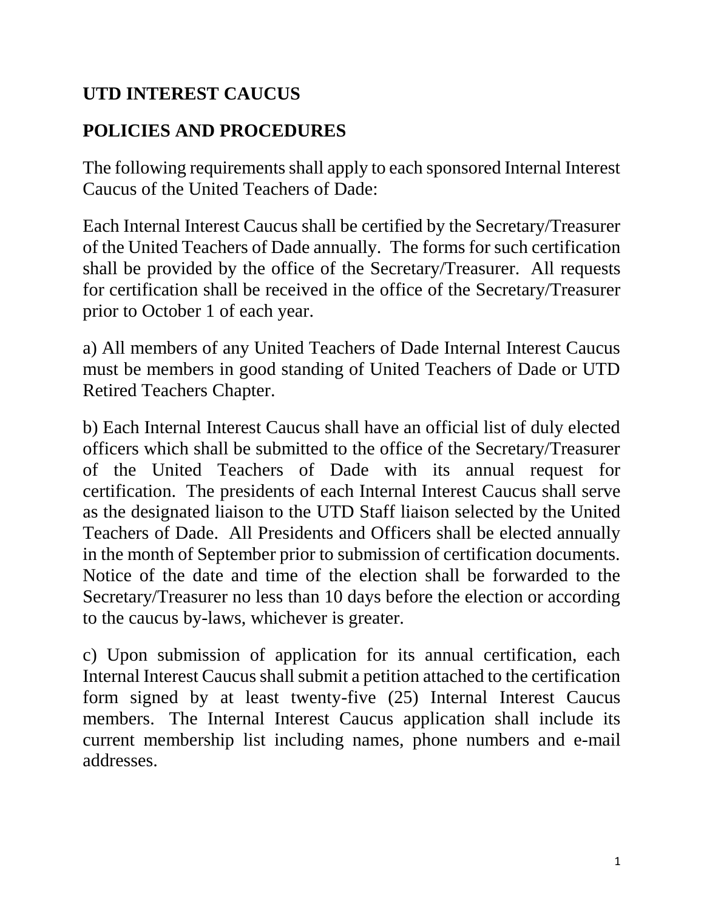# UTD INTEREST CAUCUS

# POLICIES AND PROCEDURES

The following requirements shall apply to each sponsored Internal Interest Caucus of the United Teachers of Dade:

Each Internal Interest Caucus shall be certified by the Secretary/Treasurer of the United Teachers of Dade annually. The forms for such certification shall be provided by the office of the Secretary/Treasurer. All requests for certification shall be received in the office of the Secretary/Treasurer prior to October 1 of each year.

a) All members of any United Teachers of Dade Internal Interest Caucus must be members in good standing of United Teachers of Dade or UTD Retired Teachers Chapter.

b) Each Internal Interest Caucus shall have an official list of duly elected officers which shall be submitted to the office of the Secretary/Treasurer of the United Teachers of Dade with its annual request for certification. The presidents of each Internal Interest Caucus shall serve as the designated liaison to the UTD Staff liaison selected by the United Teachers of Dade. All Presidents and Officers shall be elected annually in the month of September prior to submission of certification documents. Notice of the date and time of the election shall be forwarded to the Secretary/Treasurer no less than 10 days before the election or according to the caucus by-laws, whichever is greater.

c) Upon submission of application for its annual certification, each Internal Interest Caucus shall submit a petition attached to the certification form signed by at least twenty-five (25) Internal Interest Caucus members. The Internal Interest Caucus application shall include its current membership list including names, phone numbers and e-mail addresses.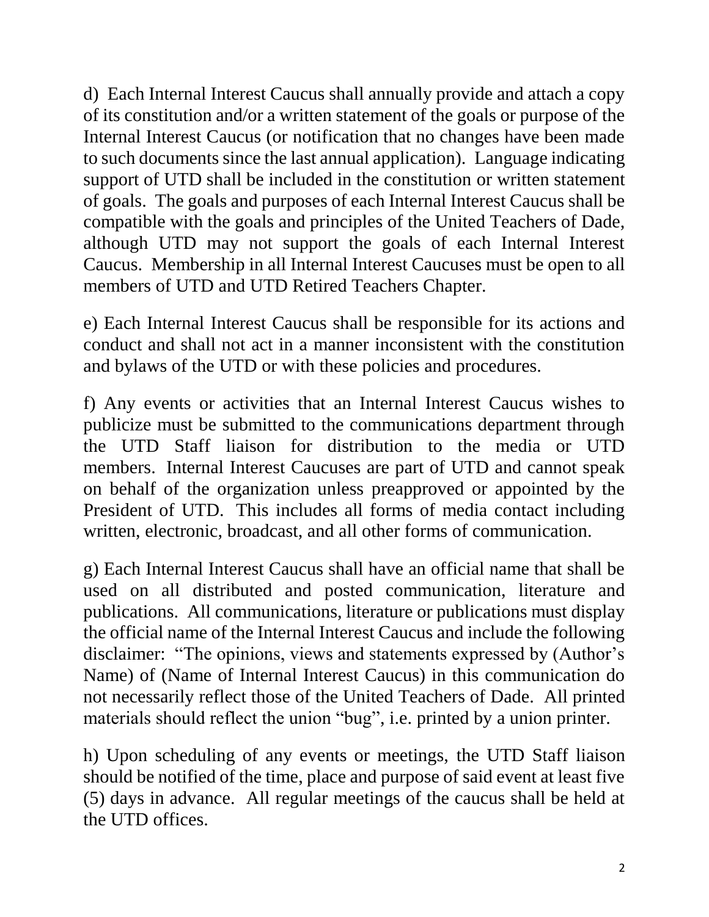d) Each Internal Interest Caucus shall annually provide and attach a copy of its constitution and/or a written statement of the goals or purpose of the Internal Interest Caucus (or notification that no changes have been made to such documents since the last annual application). Language indicating support of UTD shall be included in the constitution or written statement of goals. The goals and purposes of each Internal Interest Caucus shall be compatible with the goals and principles of the United Teachers of Dade, although UTD may not support the goals of each Internal Interest Caucus. Membership in all Internal Interest Caucuses must be open to all members of UTD and UTD Retired Teachers Chapter.

e) Each Internal Interest Caucus shall be responsible for its actions and conduct and shall not act in a manner inconsistent with the constitution and bylaws of the UTD or with these policies and procedures.

f) Any events or activities that an Internal Interest Caucus wishes to publicize must be submitted to the communications department through the UTD Staff liaison for distribution to the media or UTD members. Internal Interest Caucuses are part of UTD and cannot speak on behalf of the organization unless preapproved or appointed by the President of UTD. This includes all forms of media contact including written, electronic, broadcast, and all other forms of communication.

g) Each Internal Interest Caucus shall have an official name that shall be used on all distributed and posted communication, literature and publications. All communications, literature or publications must display the official name of the Internal Interest Caucus and include the following disclaimer: "The opinions, views and statements expressed by (Author's Name) of (Name of Internal Interest Caucus) in this communication do not necessarily reflect those of the United Teachers of Dade. All printed materials should reflect the union "bug", i.e. printed by a union printer.

h) Upon scheduling of any events or meetings, the UTD Staff liaison should be notified of the time, place and purpose of said event at least five (5) days in advance. All regular meetings of the caucus shall be held at the UTD offices.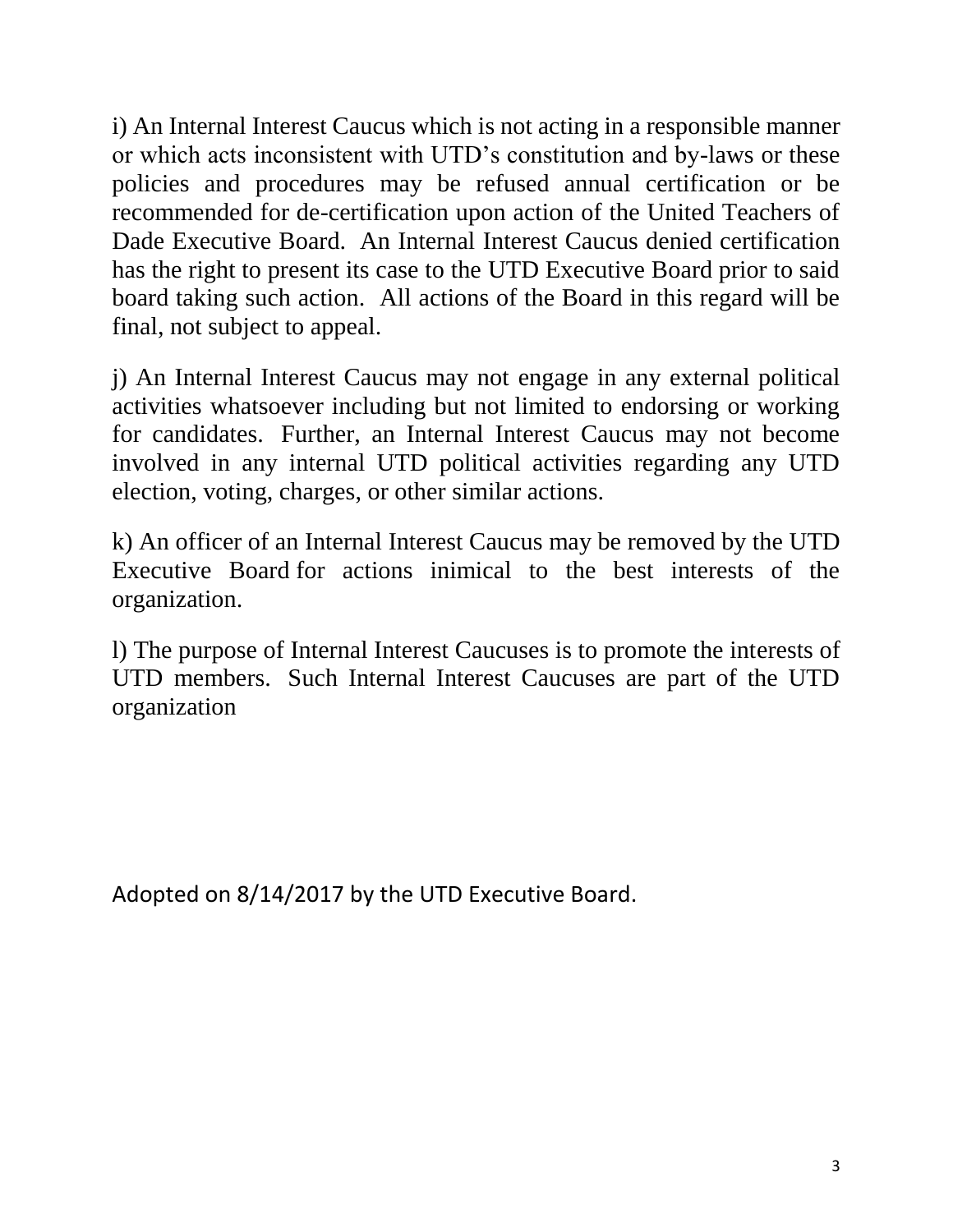i) An Internal Interest Caucus which is not acting in a responsible manner or which acts inconsistent with UTD's constitution and by-laws or these policies and procedures may be refused annual certification or be recommended for de-certification upon action of the United Teachers of Dade Executive Board. An Internal Interest Caucus denied certification has the right to present its case to the UTD Executive Board prior to said board taking such action. All actions of the Board in this regard will be final, not subject to appeal.

j) An Internal Interest Caucus may not engage in any external political activities whatsoever including but not limited to endorsing or working for candidates. Further, an Internal Interest Caucus may not become involved in any internal UTD political activities regarding any UTD election, voting, charges, or other similar actions.

k) An officer of an Internal Interest Caucus may be removed by the UTD Executive Board for actions inimical to the best interests of the organization.

l) The purpose of Internal Interest Caucuses is to promote the interests of UTD members. Such Internal Interest Caucuses are part of the UTD organization

Adopted on 8/14/2017 by the UTD Executive Board.